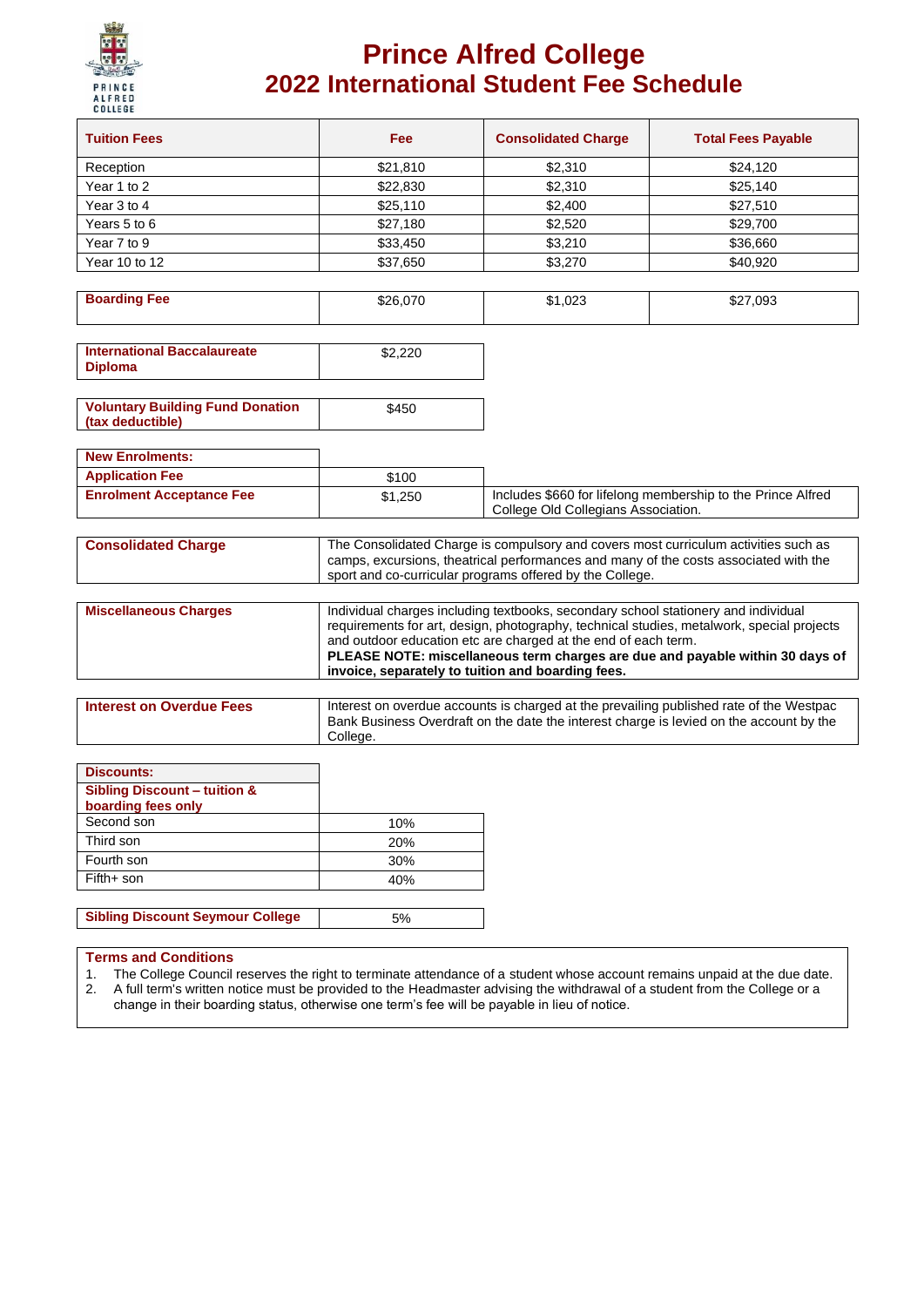# Prince Alfred College
## 2022 International Student Fee Schedule

| Tuition Fees | Fee | Consolidated Charge | Total Fees Payable |
|---|---|---|---|
| Reception | $21,810 | $2,310 | $24,120 |
| Year 1 to 2 | $22,830 | $2,310 | $25,140 |
| Year 3 to 4 | $25,110 | $2,400 | $27,510 |
| Years 5 to 6 | $27,180 | $2,520 | $29,700 |
| Year 7 to 9 | $33,450 | $3,210 | $36,660 |
| Year 10 to 12 | $37,650 | $3,270 | $40,920 |

| Boarding Fee | $26,070 | $1,023 | $27,093 |
|---|---|---|---|

| International Baccalaureate Diploma | $2,220 |
|---|---|

| Voluntary Building Fund Donation (tax deductible) | $450 |
|---|---|

| New Enrolments: | | |
|---|---|---|
| Application Fee | $100 | |
| Enrolment Acceptance Fee | $1,250 | Includes $660 for lifelong membership to the Prince Alfred College Old Collegians Association. |

| Consolidated Charge | The Consolidated Charge is compulsory and covers most curriculum activities such as camps, excursions, theatrical performances and many of the costs associated with the sport and co-curricular programs offered by the College. |
|---|---|

| Miscellaneous Charges | Individual charges including textbooks, secondary school stationery and individual requirements for art, design, photography, technical studies, metalwork, special projects and outdoor education etc are charged at the end of each term. **PLEASE NOTE: miscellaneous term charges are due and payable within 30 days of invoice, separately to tuition and boarding fees.** |
|---|---|

| Interest on Overdue Fees | Interest on overdue accounts is charged at the prevailing published rate of the Westpac Bank Business Overdraft on the date the interest charge is levied on the account by the College. |
|---|---|

| Discounts: | |
|---|---|
| **Sibling Discount – tuition & boarding fees only** | |
| Second son | 10% |
| Third son | 20% |
| Fourth son | 30% |
| Fifth+ son | 40% |

| Sibling Discount Seymour College | 5% |
|---|---|

**Terms and Conditions**

1. The College Council reserves the right to terminate attendance of a student whose account remains unpaid at the due date.
2. A full term's written notice must be provided to the Headmaster advising the withdrawal of a student from the College or a change in their boarding status, otherwise one term's fee will be payable in lieu of notice.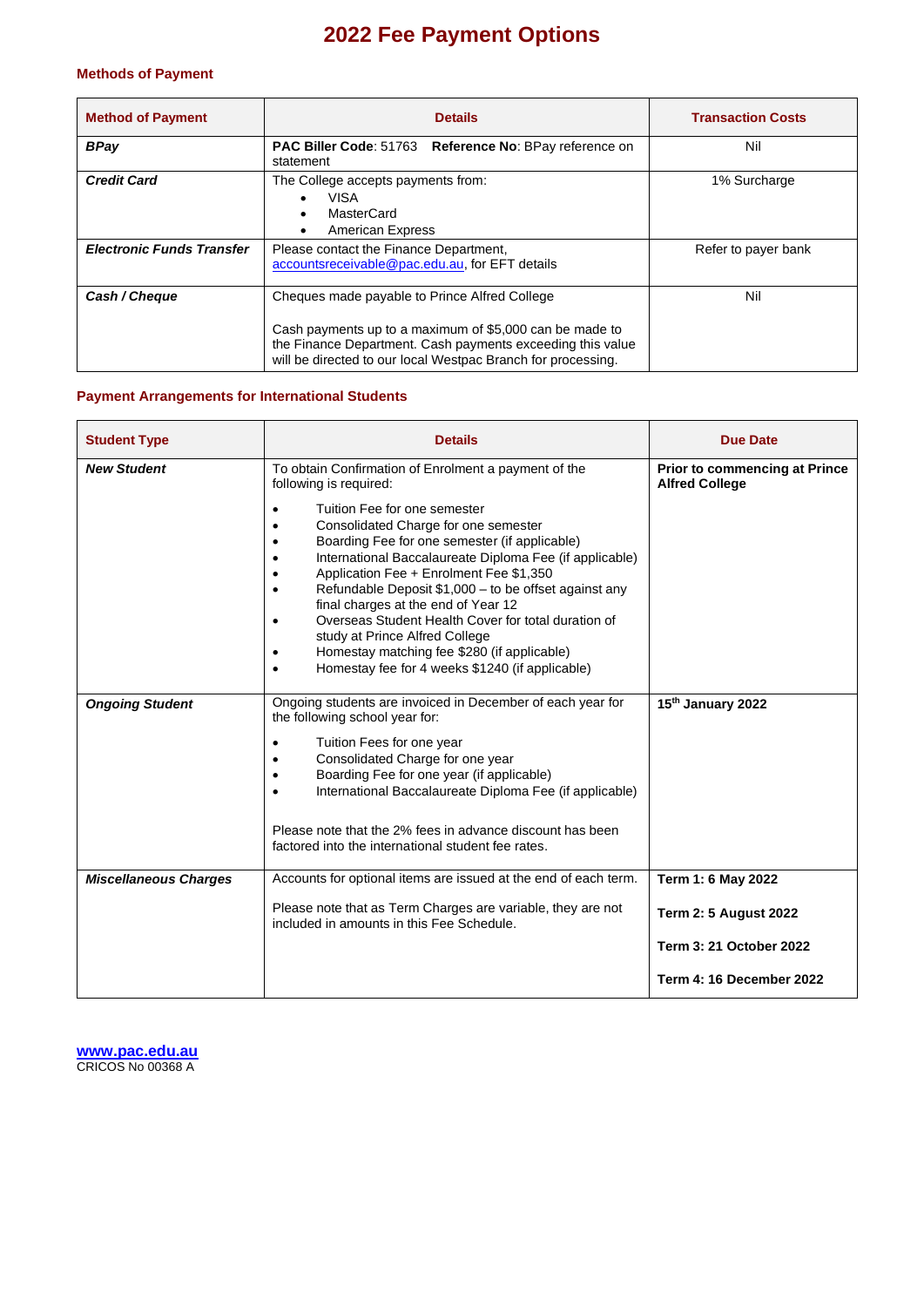# 2022 Fee Payment Options

### Methods of Payment

| Method of Payment | Details | Transaction Costs |
|---|---|---|
| ***BPay*** | **PAC Biller Code**: 51763 **Reference No**: BPay reference on statement | Nil |
| ***Credit Card*** | The College accepts payments from: <br>• VISA <br>• MasterCard <br>• American Express | 1% Surcharge |
| ***Electronic Funds Transfer*** | Please contact the Finance Department, accountsreceivable@pac.edu.au, for EFT details | Refer to payer bank |
| ***Cash / Cheque*** | Cheques made payable to Prince Alfred College <br><br>Cash payments up to a maximum of $5,000 can be made to the Finance Department. Cash payments exceeding this value will be directed to our local Westpac Branch for processing. | Nil |

### Payment Arrangements for International Students

| Student Type | Details | Due Date |
|---|---|---|
| ***New Student*** | To obtain Confirmation of Enrolment a payment of the following is required: <br>• Tuition Fee for one semester <br>• Consolidated Charge for one semester <br>• Boarding Fee for one semester (if applicable) <br>• International Baccalaureate Diploma Fee (if applicable) <br>• Application Fee + Enrolment Fee $1,350 <br>• Refundable Deposit $1,000 – to be offset against any final charges at the end of Year 12 <br>• Overseas Student Health Cover for total duration of study at Prince Alfred College <br>• Homestay matching fee $280 (if applicable) <br>• Homestay fee for 4 weeks $1240 (if applicable) | **Prior to commencing at Prince Alfred College** |
| ***Ongoing Student*** | Ongoing students are invoiced in December of each year for the following school year for: <br>• Tuition Fees for one year <br>• Consolidated Charge for one year <br>• Boarding Fee for one year (if applicable) <br>• International Baccalaureate Diploma Fee (if applicable) <br><br>Please note that the 2% fees in advance discount has been factored into the international student fee rates. | **15th January 2022** |
| ***Miscellaneous Charges*** | Accounts for optional items are issued at the end of each term. <br><br>Please note that as Term Charges are variable, they are not included in amounts in this Fee Schedule. | **Term 1: 6 May 2022** <br><br>**Term 2: 5 August 2022** <br><br>**Term 3: 21 October 2022** <br><br>**Term 4: 16 December 2022** |

**www.pac.edu.au**
CRICOS No 00368 A